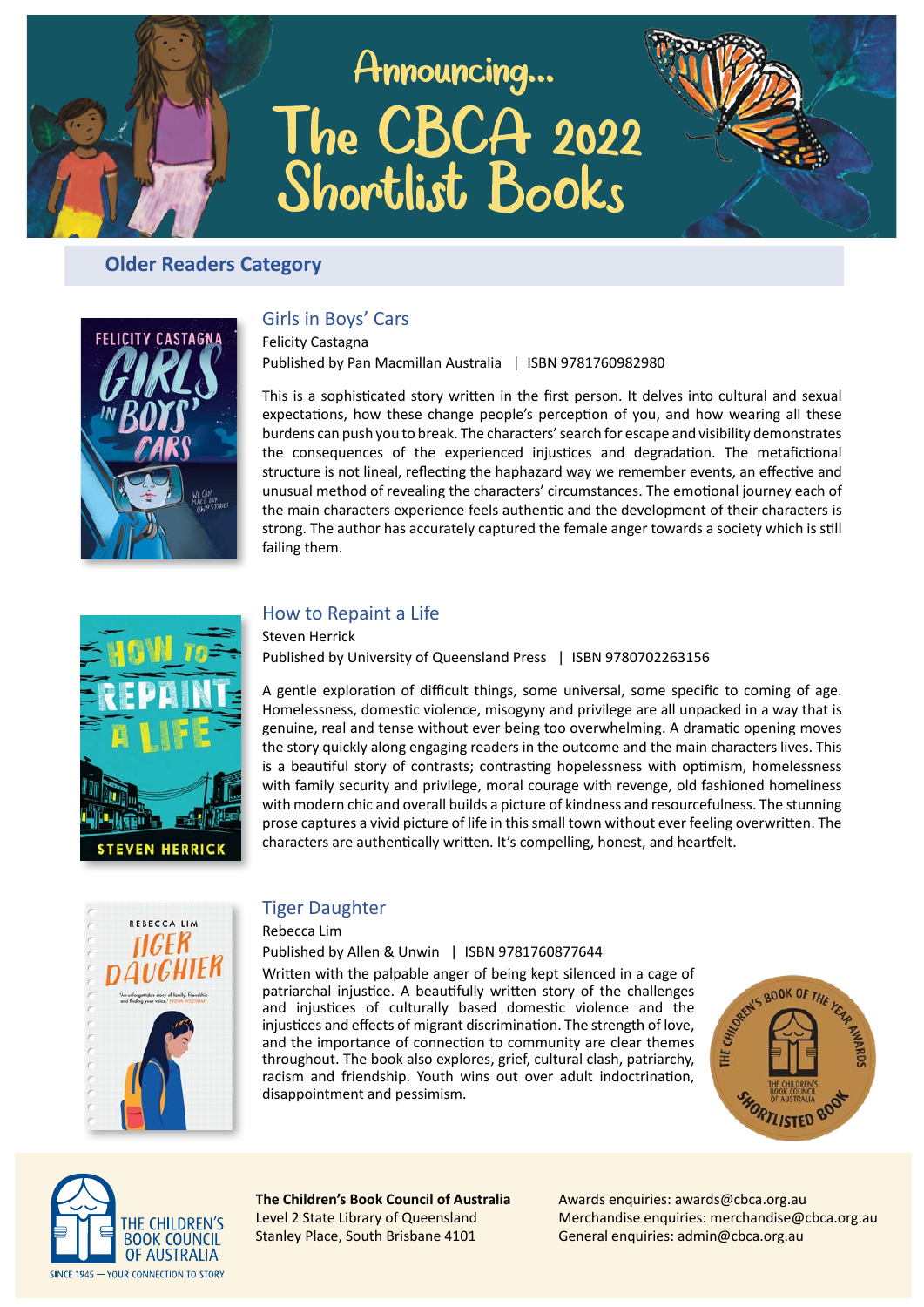# Announcing... The CBCA 2022 Shortlist Books

## Older Readers Category

### Girls in Boys' Cars

Felicity Castagna

Published by Pan Macmillan Australia | ISBN 9781760982980

This is a sophisticated story written in the first person. It delves into cultural and sexual expectations, how these change people's perception of you, and how wearing all these burdens can push you to break. The characters' search for escape and visibility demonstrates the consequences of the experienced injustices and degradation. The metafictional structure is not lineal, reflecting the haphazard way we remember events, an effective and unusual method of revealing the characters' circumstances. The emotional journey each of the main characters experience feels authentic and the development of their characters is strong. The author has accurately captured the female anger towards a society which is still failing them.

### How to Repaint a Life

Steven Herrick

Published by University of Queensland Press | ISBN 9780702263156

A gentle exploration of difficult things, some universal, some specific to coming of age. Homelessness, domestic violence, misogyny and privilege are all unpacked in a way that is genuine, real and tense without ever being too overwhelming. A dramatic opening moves the story quickly along engaging readers in the outcome and the main characters lives. This is a beautiful story of contrasts; contrasting hopelessness with optimism, homelessness with family security and privilege, moral courage with revenge, old fashioned homeliness with modern chic and overall builds a picture of kindness and resourcefulness. The stunning prose captures a vivid picture of life in this small town without ever feeling overwritten. The characters are authentically written. It's compelling, honest, and heartfelt.

### Tiger Daughter

Rebecca Lim

Published by Allen & Unwin | ISBN 9781760877644

Written with the palpable anger of being kept silenced in a cage of patriarchal injustice. A beautifully written story of the challenges and injustices of culturally based domestic violence and the injustices and effects of migrant discrimination. The strength of love, and the importance of connection to community are clear themes throughout. The book also explores, grief, cultural clash, patriarchy, racism and friendship. Youth wins out over adult indoctrination, disappointment and pessimism.

---

**The Children's Book Council of Australia**
Level 2 State Library of Queensland
Stanley Place, South Brisbane 4101

Awards enquiries: awards@cbca.org.au
Merchandise enquiries: merchandise@cbca.org.au
General enquiries: admin@cbca.org.au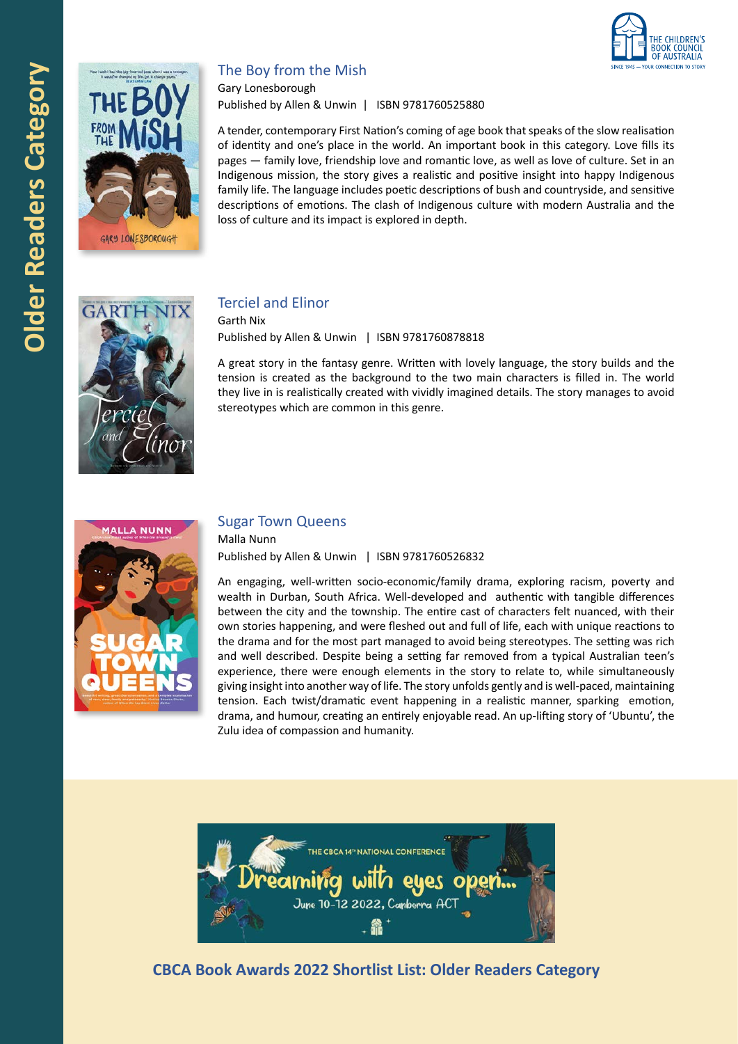## The Boy from the Mish

Gary Lonesborough

Published by Allen & Unwin | ISBN 9781760525880

A tender, contemporary First Nation's coming of age book that speaks of the slow realisation of identity and one's place in the world. An important book in this category. Love fills its pages — family love, friendship love and romantic love, as well as love of culture. Set in an Indigenous mission, the story gives a realistic and positive insight into happy Indigenous family life. The language includes poetic descriptions of bush and countryside, and sensitive descriptions of emotions. The clash of Indigenous culture with modern Australia and the loss of culture and its impact is explored in depth.

## Terciel and Elinor

Garth Nix

Published by Allen & Unwin | ISBN 9781760878818

A great story in the fantasy genre. Written with lovely language, the story builds and the tension is created as the background to the two main characters is filled in. The world they live in is realistically created with vividly imagined details. The story manages to avoid stereotypes which are common in this genre.

## Sugar Town Queens

Malla Nunn

Published by Allen & Unwin | ISBN 9781760526832

An engaging, well-written socio-economic/family drama, exploring racism, poverty and wealth in Durban, South Africa. Well-developed and authentic with tangible differences between the city and the township. The entire cast of characters felt nuanced, with their own stories happening, and were fleshed out and full of life, each with unique reactions to the drama and for the most part managed to avoid being stereotypes. The setting was rich and well described. Despite being a setting far removed from a typical Australian teen's experience, there were enough elements in the story to relate to, while simultaneously giving insight into another way of life. The story unfolds gently and is well-paced, maintaining tension. Each twist/dramatic event happening in a realistic manner, sparking emotion, drama, and humour, creating an entirely enjoyable read. An up-lifting story of 'Ubuntu', the Zulu idea of compassion and humanity.

THE CBCA 14TH NATIONAL CONFERENCE

Dreaming with eyes open...

June 10-12 2022, Canberra ACT

**CBCA Book Awards 2022 Shortlist List: Older Readers Category**